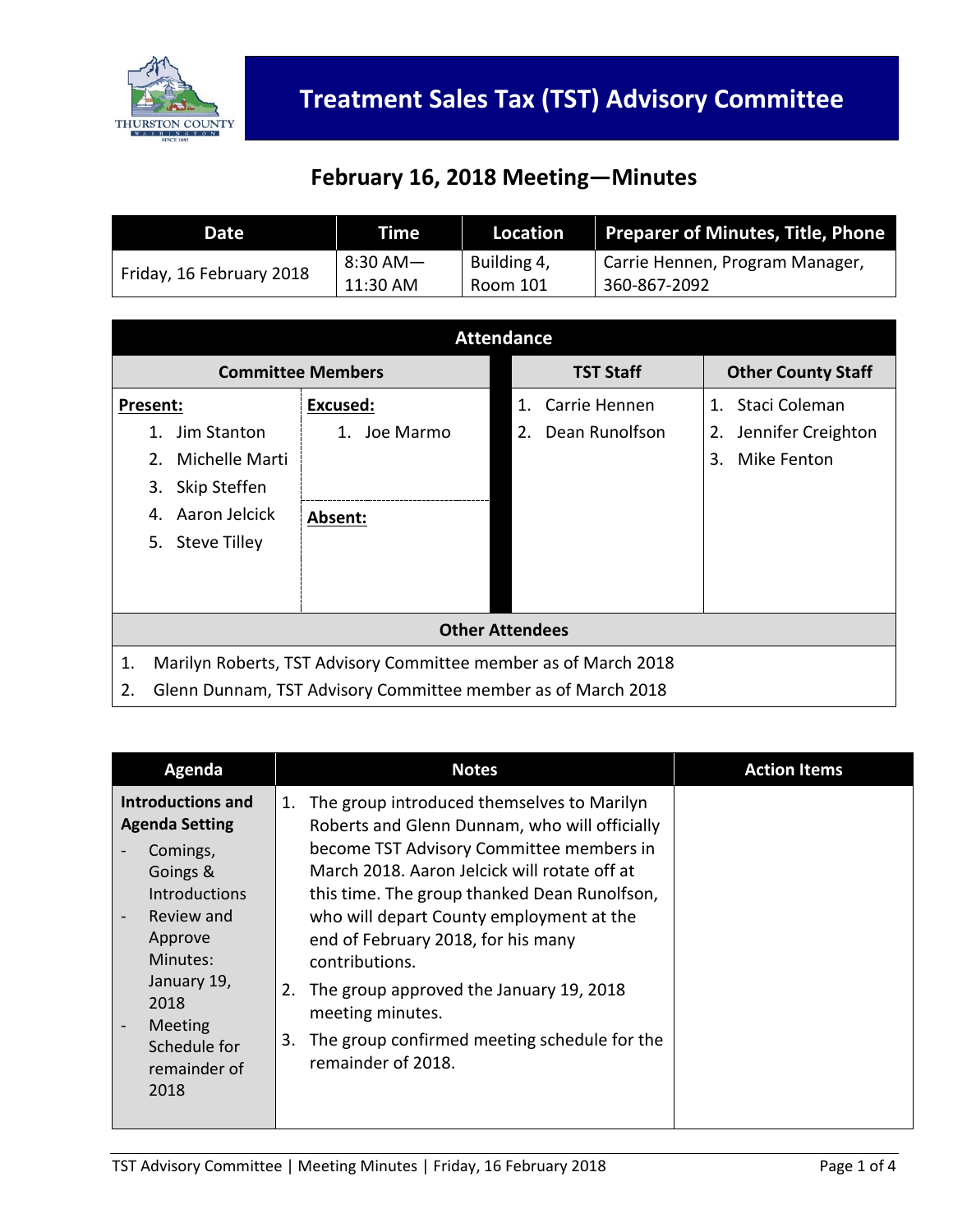# Treatment Sales Tax (TST) Advisory Committee

## February 16, 2018 Meeting—Minutes

| Date | Time | Location | Preparer of Minutes, Title, Phone |
|---|---|---|---|
| Friday, 16 February 2018 | 8:30 AM—11:30 AM | Building 4, Room 101 | Carrie Hennen, Program Manager, 360-867-2092 |

### Attendance

| Committee Members | | TST Staff | Other County Staff |
|---|---|---|---|
| **Present:** | **Excused:** | 1. Carrie Hennen | 1. Staci Coleman |
| 1. Jim Stanton | 1. Joe Marmo | 2. Dean Runolfson | 2. Jennifer Creighton |
| 2. Michelle Marti | | | 3. Mike Fenton |
| 3. Skip Steffen | **Absent:** | | |
| 4. Aaron Jelcick | | | |
| 5. Steve Tilley | | | |

**Other Attendees**

1. Marilyn Roberts, TST Advisory Committee member as of March 2018
2. Glenn Dunnam, TST Advisory Committee member as of March 2018

| Agenda | Notes | Action Items |
|---|---|---|
| **Introductions and Agenda Setting**<br>- Comings, Goings & Introductions<br>- Review and Approve Minutes: January 19, 2018<br>- Meeting Schedule for remainder of 2018 | 1. The group introduced themselves to Marilyn Roberts and Glenn Dunnam, who will officially become TST Advisory Committee members in March 2018. Aaron Jelcick will rotate off at this time. The group thanked Dean Runolfson, who will depart County employment at the end of February 2018, for his many contributions.<br>2. The group approved the January 19, 2018 meeting minutes.<br>3. The group confirmed meeting schedule for the remainder of 2018. | |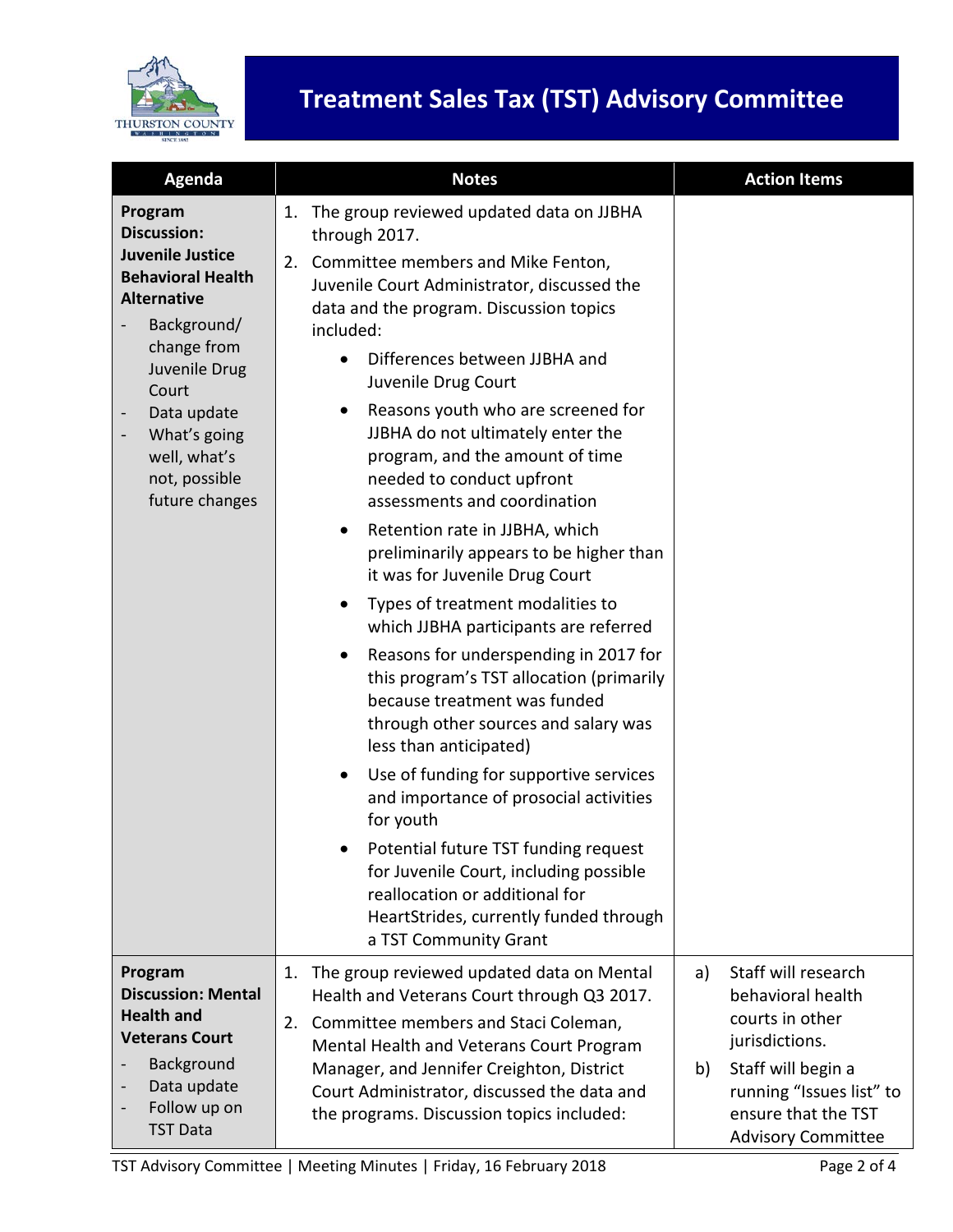# Treatment Sales Tax (TST) Advisory Committee

| Agenda | Notes | Action Items |
|---|---|---|
| **Program Discussion: Juvenile Justice Behavioral Health Alternative**<br>- Background/ change from Juvenile Drug Court<br>- Data update<br>- What's going well, what's not, possible future changes | 1. The group reviewed updated data on JJBHA through 2017.<br>2. Committee members and Mike Fenton, Juvenile Court Administrator, discussed the data and the program. Discussion topics included:<br>• Differences between JJBHA and Juvenile Drug Court<br>• Reasons youth who are screened for JJBHA do not ultimately enter the program, and the amount of time needed to conduct upfront assessments and coordination<br>• Retention rate in JJBHA, which preliminarily appears to be higher than it was for Juvenile Drug Court<br>• Types of treatment modalities to which JJBHA participants are referred<br>• Reasons for underspending in 2017 for this program's TST allocation (primarily because treatment was funded through other sources and salary was less than anticipated)<br>• Use of funding for supportive services and importance of prosocial activities for youth<br>• Potential future TST funding request for Juvenile Court, including possible reallocation or additional for HeartStrides, currently funded through a TST Community Grant | |
| **Program Discussion: Mental Health and Veterans Court**<br>- Background<br>- Data update<br>- Follow up on TST Data | 1. The group reviewed updated data on Mental Health and Veterans Court through Q3 2017.<br>2. Committee members and Staci Coleman, Mental Health and Veterans Court Program Manager, and Jennifer Creighton, District Court Administrator, discussed the data and the programs. Discussion topics included: | a) Staff will research behavioral health courts in other jurisdictions.<br>b) Staff will begin a running "Issues list" to ensure that the TST Advisory Committee |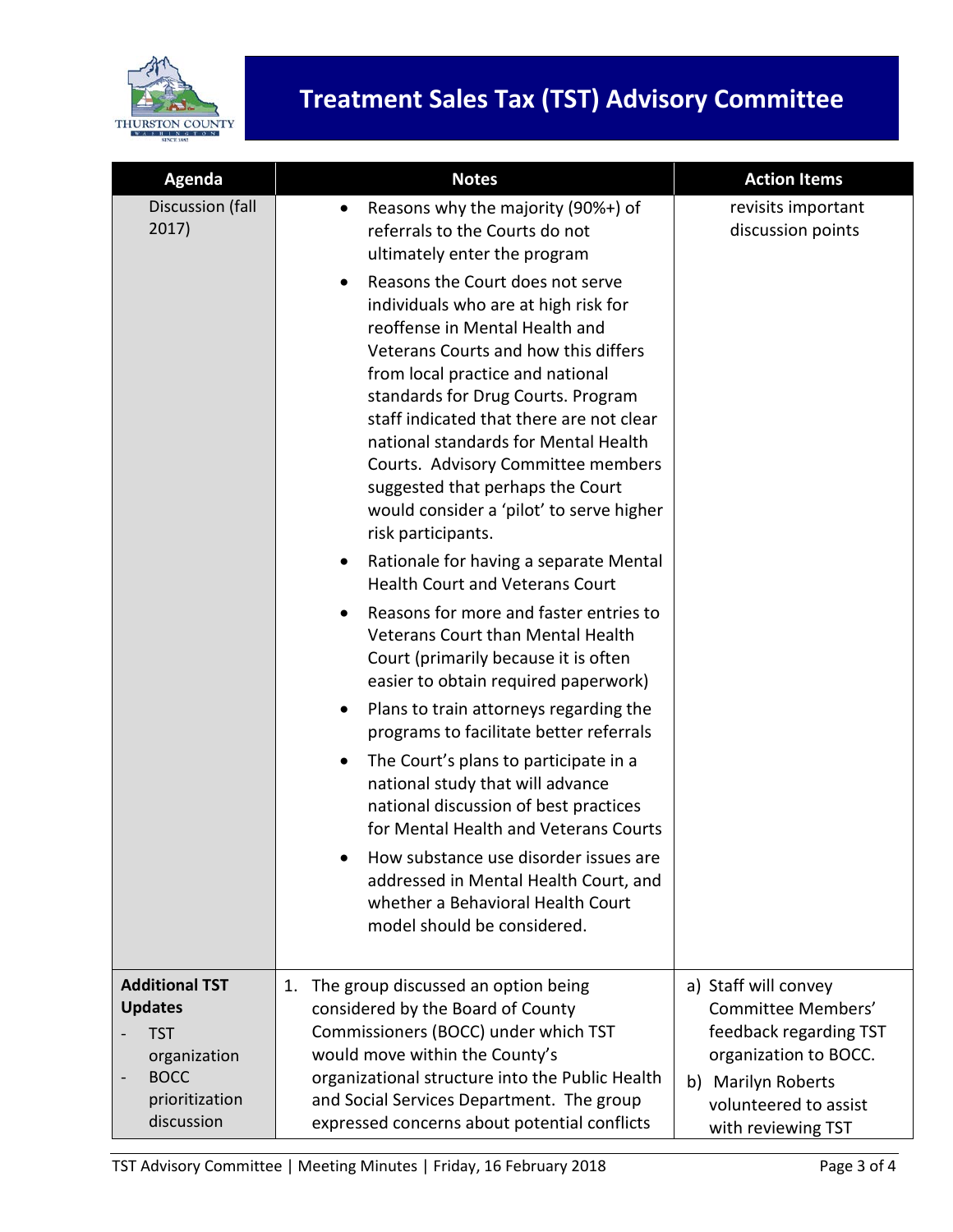# Treatment Sales Tax (TST) Advisory Committee

| Agenda | Notes | Action Items |
|---|---|---|
| Discussion (fall 2017) | • Reasons why the majority (90%+) of referrals to the Courts do not ultimately enter the program<br>• Reasons the Court does not serve individuals who are at high risk for reoffense in Mental Health and Veterans Courts and how this differs from local practice and national standards for Drug Courts. Program staff indicated that there are not clear national standards for Mental Health Courts. Advisory Committee members suggested that perhaps the Court would consider a 'pilot' to serve higher risk participants.<br>• Rationale for having a separate Mental Health Court and Veterans Court<br>• Reasons for more and faster entries to Veterans Court than Mental Health Court (primarily because it is often easier to obtain required paperwork)<br>• Plans to train attorneys regarding the programs to facilitate better referrals<br>• The Court's plans to participate in a national study that will advance national discussion of best practices for Mental Health and Veterans Courts<br>• How substance use disorder issues are addressed in Mental Health Court, and whether a Behavioral Health Court model should be considered. | revisits important discussion points |
| **Additional TST Updates**<br>- TST organization<br>- BOCC prioritization discussion | 1. The group discussed an option being considered by the Board of County Commissioners (BOCC) under which TST would move within the County's organizational structure into the Public Health and Social Services Department. The group expressed concerns about potential conflicts | a) Staff will convey Committee Members' feedback regarding TST organization to BOCC.<br>b) Marilyn Roberts volunteered to assist with reviewing TST |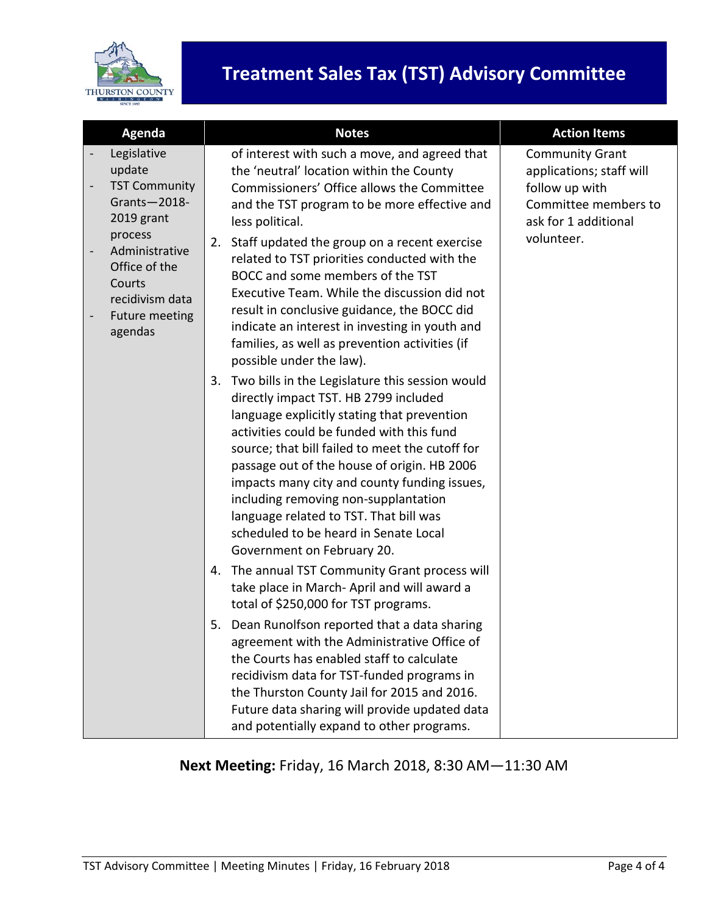# Treatment Sales Tax (TST) Advisory Committee

| Agenda | Notes | Action Items |
|---|---|---|
| - Legislative update<br>- TST Community Grants—2018-2019 grant process<br>- Administrative Office of the Courts recidivism data<br>- Future meeting agendas | of interest with such a move, and agreed that the 'neutral' location within the County Commissioners' Office allows the Committee and the TST program to be more effective and less political.<br>2. Staff updated the group on a recent exercise related to TST priorities conducted with the BOCC and some members of the TST Executive Team. While the discussion did not result in conclusive guidance, the BOCC did indicate an interest in investing in youth and families, as well as prevention activities (if possible under the law).<br>3. Two bills in the Legislature this session would directly impact TST. HB 2799 included language explicitly stating that prevention activities could be funded with this fund source; that bill failed to meet the cutoff for passage out of the house of origin. HB 2006 impacts many city and county funding issues, including removing non-supplantation language related to TST. That bill was scheduled to be heard in Senate Local Government on February 20.<br>4. The annual TST Community Grant process will take place in March- April and will award a total of $250,000 for TST programs.<br>5. Dean Runolfson reported that a data sharing agreement with the Administrative Office of the Courts has enabled staff to calculate recidivism data for TST-funded programs in the Thurston County Jail for 2015 and 2016. Future data sharing will provide updated data and potentially expand to other programs. | Community Grant applications; staff will follow up with Committee members to ask for 1 additional volunteer. |

**Next Meeting:** Friday, 16 March 2018, 8:30 AM—11:30 AM